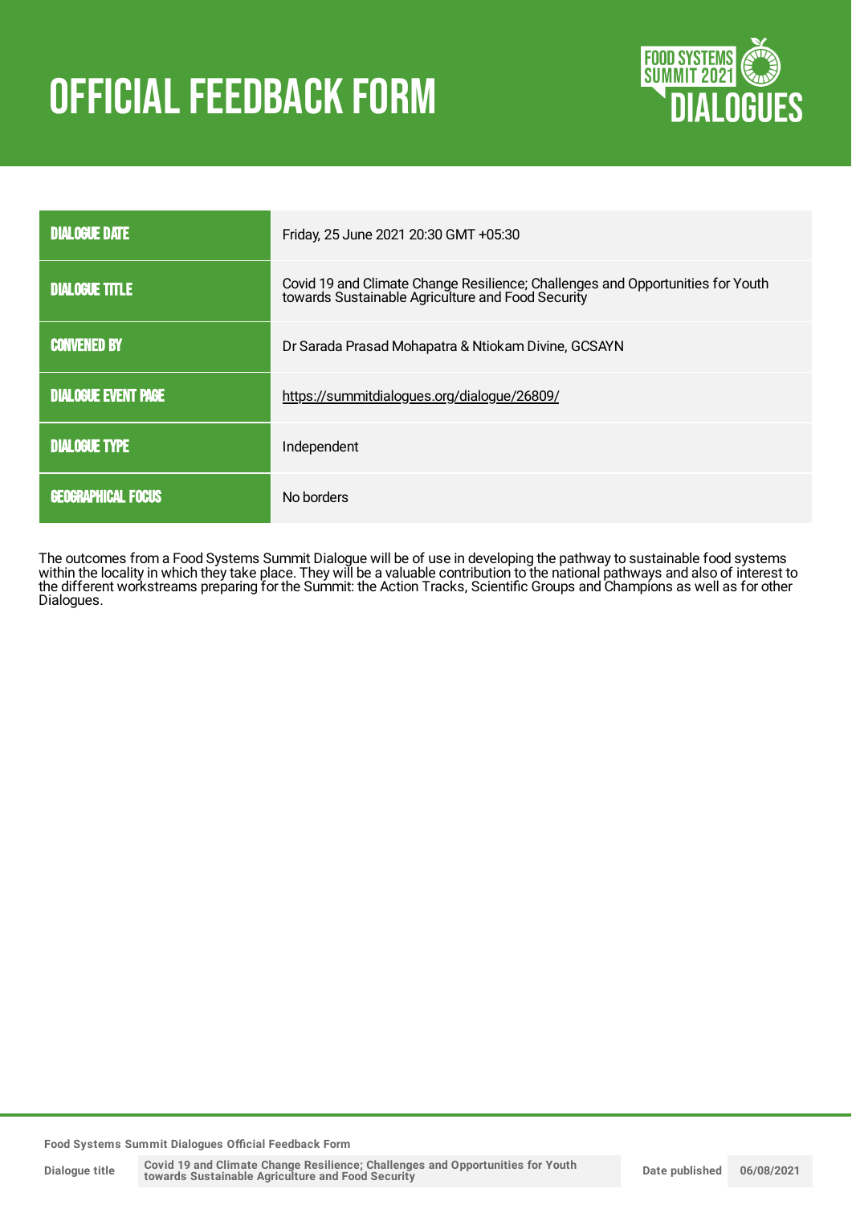# OFFICIAL FEEDBACK FORM

| | |
|---|---|
| DIALOGUE DATE | Friday, 25 June 2021 20:30 GMT +05:30 |
| DIALOGUE TITLE | Covid 19 and Climate Change Resilience; Challenges and Opportunities for Youth towards Sustainable Agriculture and Food Security |
| CONVENED BY | Dr Sarada Prasad Mohapatra & Ntiokam Divine, GCSAYN |
| DIALOGUE EVENT PAGE | https://summitdialogues.org/dialogue/26809/ |
| DIALOGUE TYPE | Independent |
| GEOGRAPHICAL FOCUS | No borders |

The outcomes from a Food Systems Summit Dialogue will be of use in developing the pathway to sustainable food systems within the locality in which they take place. They will be a valuable contribution to the national pathways and also of interest to the different workstreams preparing for the Summit: the Action Tracks, Scientific Groups and Champions as well as for other Dialogues.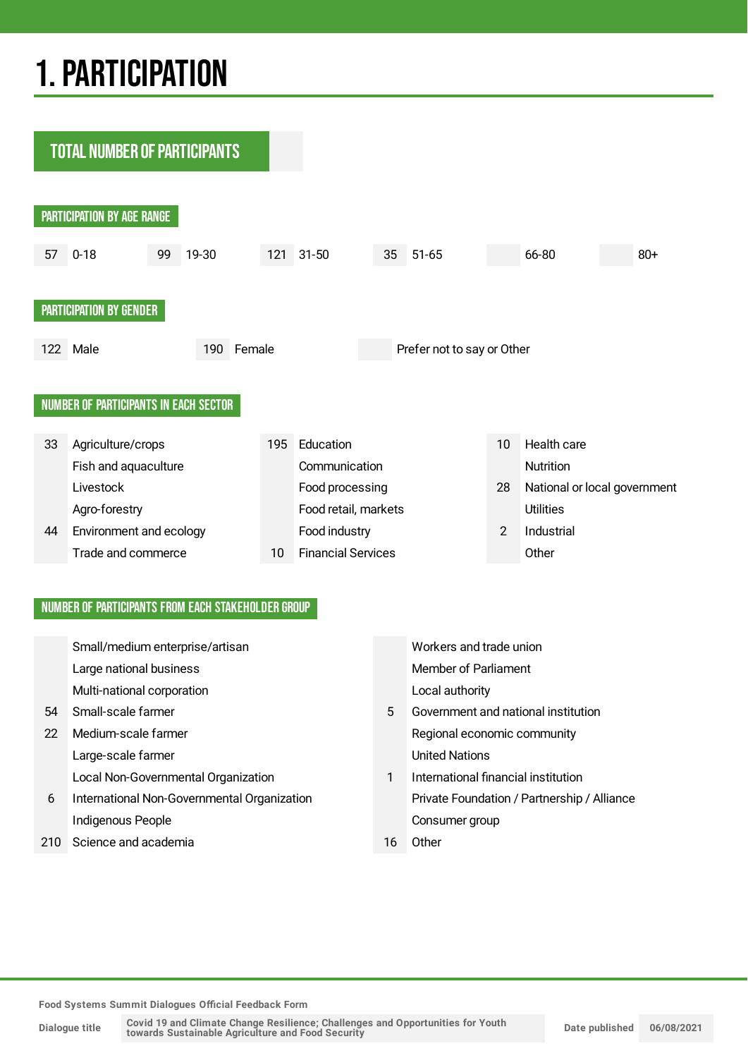# 1. PARTICIPATION

## TOTAL NUMBER OF PARTICIPANTS

### PARTICIPATION BY AGE RANGE

| 0-18 | 19-30 | 31-50 | 51-65 | 66-80 | 80+ |
|---|---|---|---|---|---|
| 57 | 99 | 121 | 35 | | |

### PARTICIPATION BY GENDER

| Male | Female | Prefer not to say or Other |
|---|---|---|
| 122 | 190 | |

### NUMBER OF PARTICIPANTS IN EACH SECTOR

| | Sector | | Sector | | Sector |
|---|---|---|---|---|---|
| 33 | Agriculture/crops | 195 | Education | 10 | Health care |
| | Fish and aquaculture | | Communication | | Nutrition |
| | Livestock | | Food processing | 28 | National or local government |
| | Agro-forestry | | Food retail, markets | | Utilities |
| 44 | Environment and ecology | | Food industry | 2 | Industrial |
| | Trade and commerce | 10 | Financial Services | | Other |

### NUMBER OF PARTICIPANTS FROM EACH STAKEHOLDER GROUP

| | Stakeholder group | | Stakeholder group |
|---|---|---|---|
| | Small/medium enterprise/artisan | | Workers and trade union |
| | Large national business | | Member of Parliament |
| | Multi-national corporation | | Local authority |
| 54 | Small-scale farmer | 5 | Government and national institution |
| 22 | Medium-scale farmer | | Regional economic community |
| | Large-scale farmer | | United Nations |
| | Local Non-Governmental Organization | 1 | International financial institution |
| 6 | International Non-Governmental Organization | | Private Foundation / Partnership / Alliance |
| | Indigenous People | | Consumer group |
| 210 | Science and academia | 16 | Other |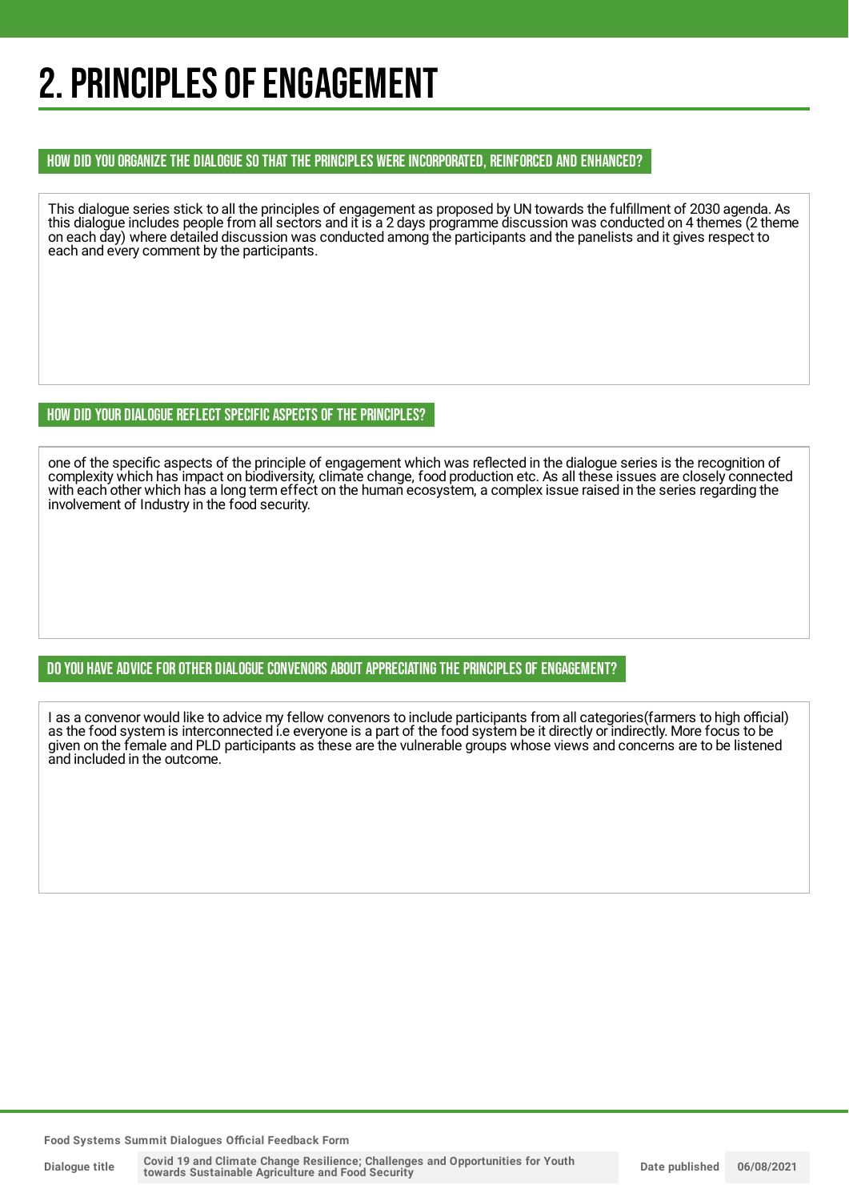# 2. PRINCIPLES OF ENGAGEMENT

### HOW DID YOU ORGANIZE THE DIALOGUE SO THAT THE PRINCIPLES WERE INCORPORATED, REINFORCED AND ENHANCED?

This dialogue series stick to all the principles of engagement as proposed by UN towards the fulfillment of 2030 agenda. As this dialogue includes people from all sectors and it is a 2 days programme discussion was conducted on 4 themes (2 theme on each day) where detailed discussion was conducted among the participants and the panelists and it gives respect to each and every comment by the participants.

### HOW DID YOUR DIALOGUE REFLECT SPECIFIC ASPECTS OF THE PRINCIPLES?

one of the specific aspects of the principle of engagement which was reflected in the dialogue series is the recognition of complexity which has impact on biodiversity, climate change, food production etc. As all these issues are closely connected with each other which has a long term effect on the human ecosystem, a complex issue raised in the series regarding the involvement of Industry in the food security.

### DO YOU HAVE ADVICE FOR OTHER DIALOGUE CONVENORS ABOUT APPRECIATING THE PRINCIPLES OF ENGAGEMENT?

I as a convenor would like to advice my fellow convenors to include participants from all categories(farmers to high official) as the food system is interconnected i.e everyone is a part of the food system be it directly or indirectly. More focus to be given on the female and PLD participants as these are the vulnerable groups whose views and concerns are to be listened and included in the outcome.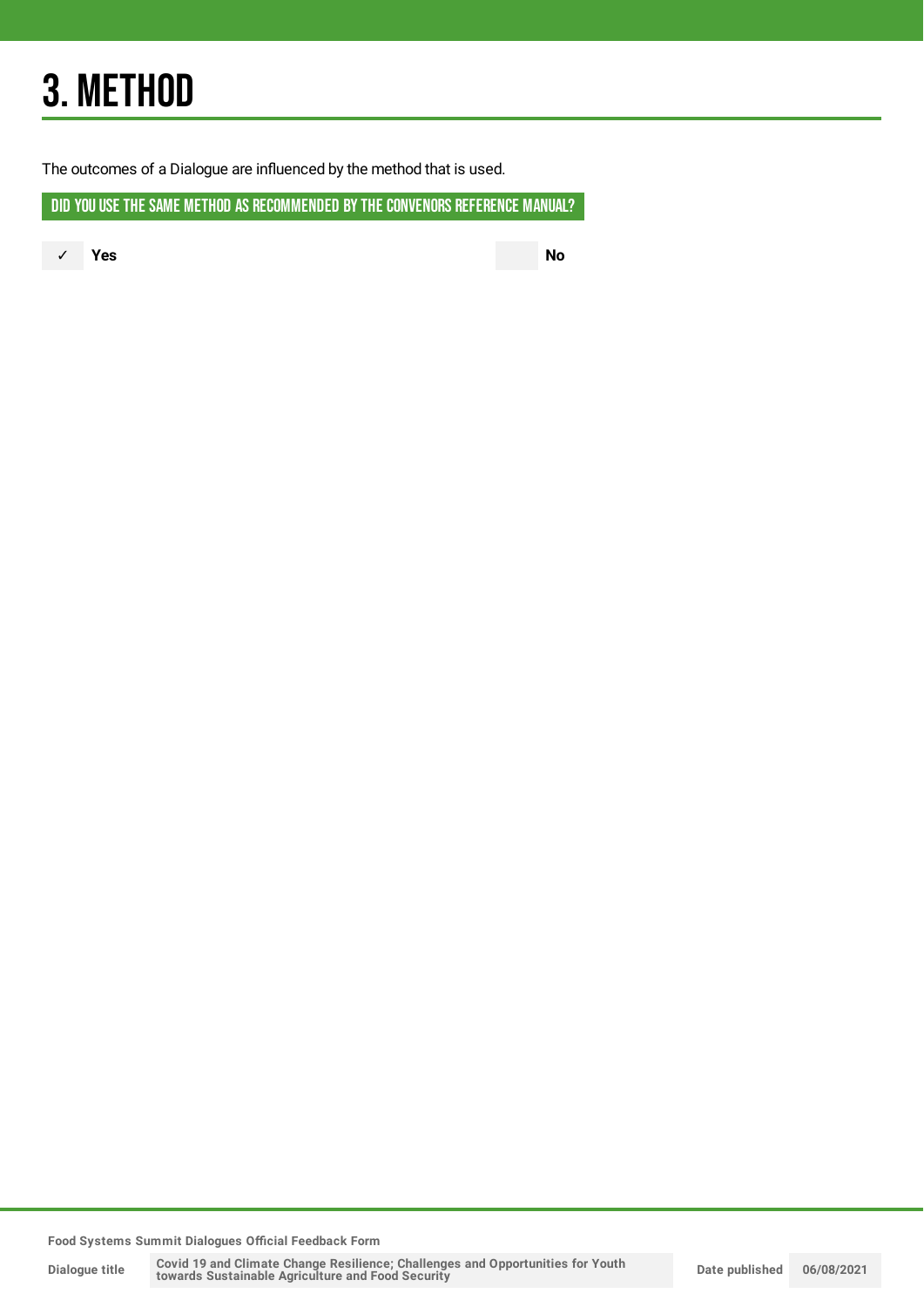# 3. METHOD

The outcomes of a Dialogue are influenced by the method that is used.

## DID YOU USE THE SAME METHOD AS RECOMMENDED BY THE CONVENORS REFERENCE MANUAL?

✓ **Yes**

**No**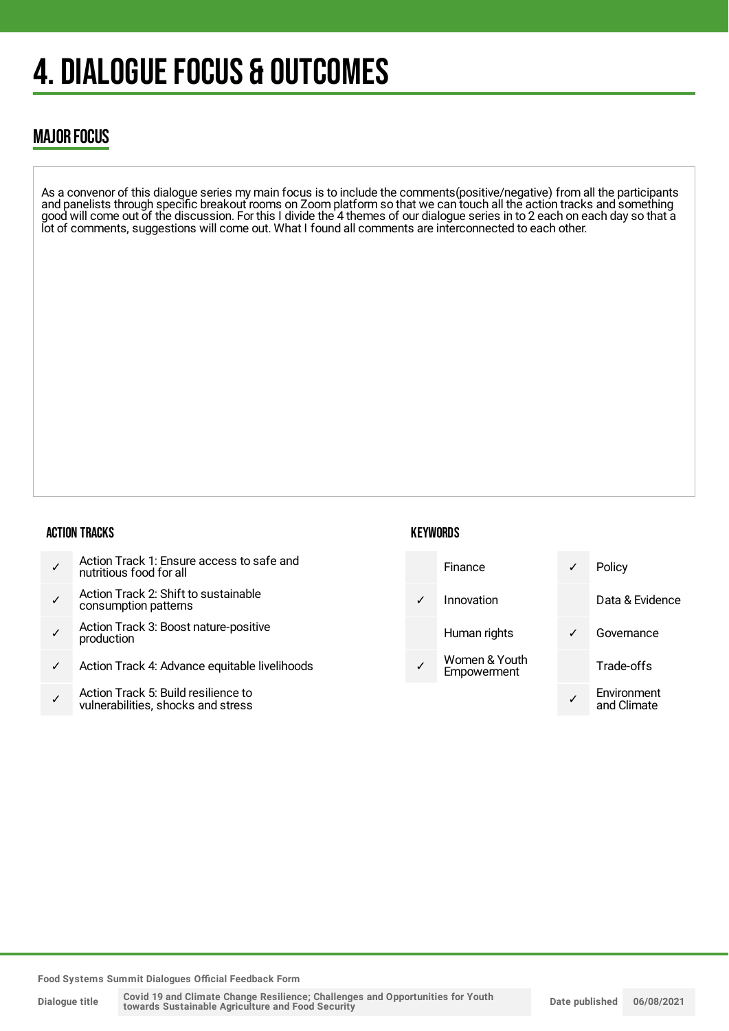# 4. DIALOGUE FOCUS & OUTCOMES

## MAJOR FOCUS

As a convenor of this dialogue series my main focus is to include the comments(positive/negative) from all the participants and panelists through specific breakout rooms on Zoom platform so that we can touch all the action tracks and something good will come out of the discussion. For this I divide the 4 themes of our dialogue series in to 2 each on each day so that a lot of comments, suggestions will come out. What I found all comments are interconnected to each other.

### ACTION TRACKS

| | |
|---|---|
| ✓ | Action Track 1: Ensure access to safe and nutritious food for all |
| ✓ | Action Track 2: Shift to sustainable consumption patterns |
| ✓ | Action Track 3: Boost nature-positive production |
| ✓ | Action Track 4: Advance equitable livelihoods |
| ✓ | Action Track 5: Build resilience to vulnerabilities, shocks and stress |

### KEYWORDS

| | | | |
|---|---|---|---|
| | Finance | ✓ | Policy |
| ✓ | Innovation | | Data & Evidence |
| | Human rights | ✓ | Governance |
| ✓ | Women & Youth Empowerment | | Trade-offs |
| | | ✓ | Environment and Climate |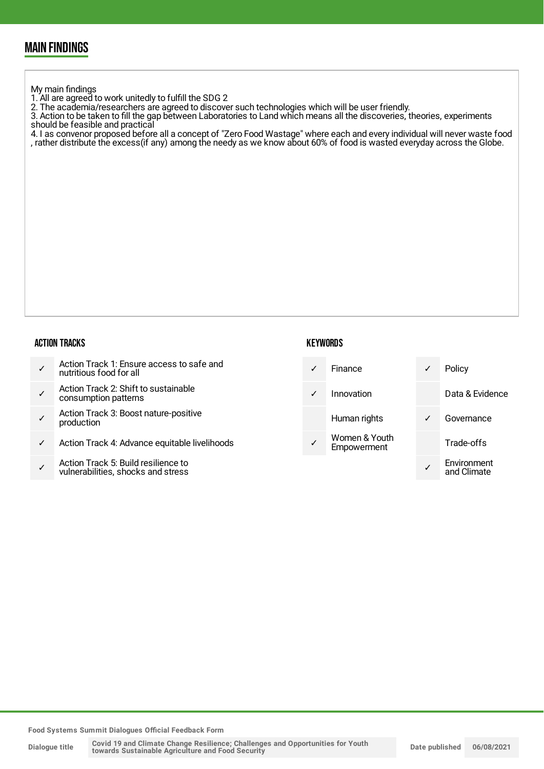## MAIN FINDINGS

My main findings
1. All are agreed to work unitedly to fulfill the SDG 2
2. The academia/researchers are agreed to discover such technologies which will be user friendly.
3. Action to be taken to fill the gap between Laboratories to Land which means all the discoveries, theories, experiments should be feasible and practical
4. I as convenor proposed before all a concept of "Zero Food Wastage" where each and every individual will never waste food , rather distribute the excess(if any) among the needy as we know about 60% of food is wasted everyday across the Globe.

### ACTION TRACKS

| | |
|---|---|
| ✓ | Action Track 1: Ensure access to safe and nutritious food for all |
| ✓ | Action Track 2: Shift to sustainable consumption patterns |
| ✓ | Action Track 3: Boost nature-positive production |
| ✓ | Action Track 4: Advance equitable livelihoods |
| ✓ | Action Track 5: Build resilience to vulnerabilities, shocks and stress |

### KEYWORDS

| | | | |
|---|---|---|---|
| ✓ | Finance | ✓ | Policy |
| ✓ | Innovation | | Data & Evidence |
| | Human rights | ✓ | Governance |
| ✓ | Women & Youth Empowerment | | Trade-offs |
| | | ✓ | Environment and Climate |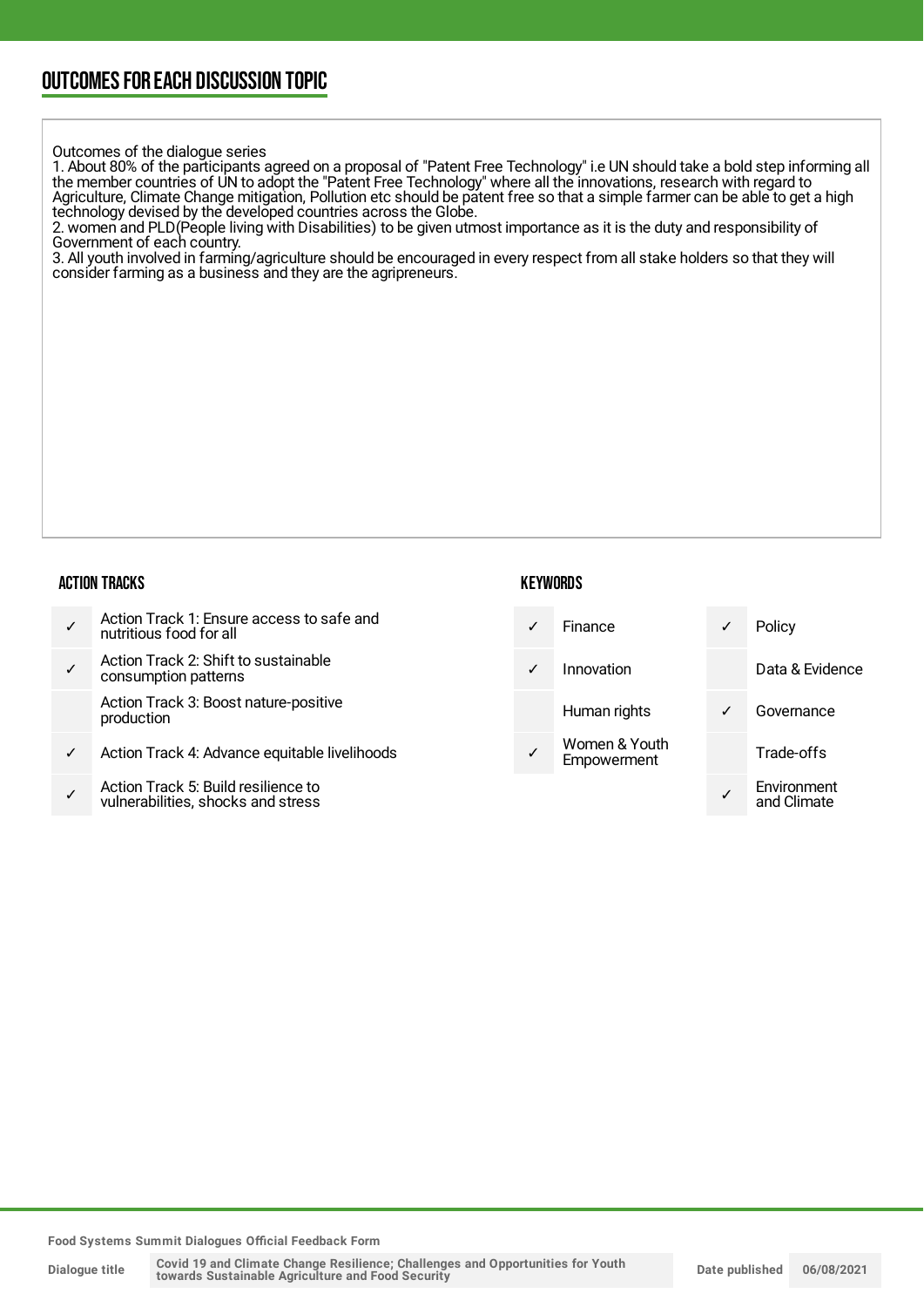## OUTCOMES FOR EACH DISCUSSION TOPIC

Outcomes of the dialogue series
1. About 80% of the participants agreed on a proposal of "Patent Free Technology" i.e UN should take a bold step informing all the member countries of UN to adopt the "Patent Free Technology" where all the innovations, research with regard to Agriculture, Climate Change mitigation, Pollution etc should be patent free so that a simple farmer can be able to get a high technology devised by the developed countries across the Globe.
2. women and PLD(People living with Disabilities) to be given utmost importance as it is the duty and responsibility of Government of each country.
3. All youth involved in farming/agriculture should be encouraged in every respect from all stake holders so that they will consider farming as a business and they are the agripreneurs.

### ACTION TRACKS

| | |
|---|---|
| ✓ | Action Track 1: Ensure access to safe and nutritious food for all |
| ✓ | Action Track 2: Shift to sustainable consumption patterns |
| | Action Track 3: Boost nature-positive production |
| ✓ | Action Track 4: Advance equitable livelihoods |
| ✓ | Action Track 5: Build resilience to vulnerabilities, shocks and stress |

### KEYWORDS

| | | | |
|---|---|---|---|
| ✓ | Finance | ✓ | Policy |
| ✓ | Innovation | | Data & Evidence |
| | Human rights | ✓ | Governance |
| ✓ | Women & Youth Empowerment | | Trade-offs |
| | | ✓ | Environment and Climate |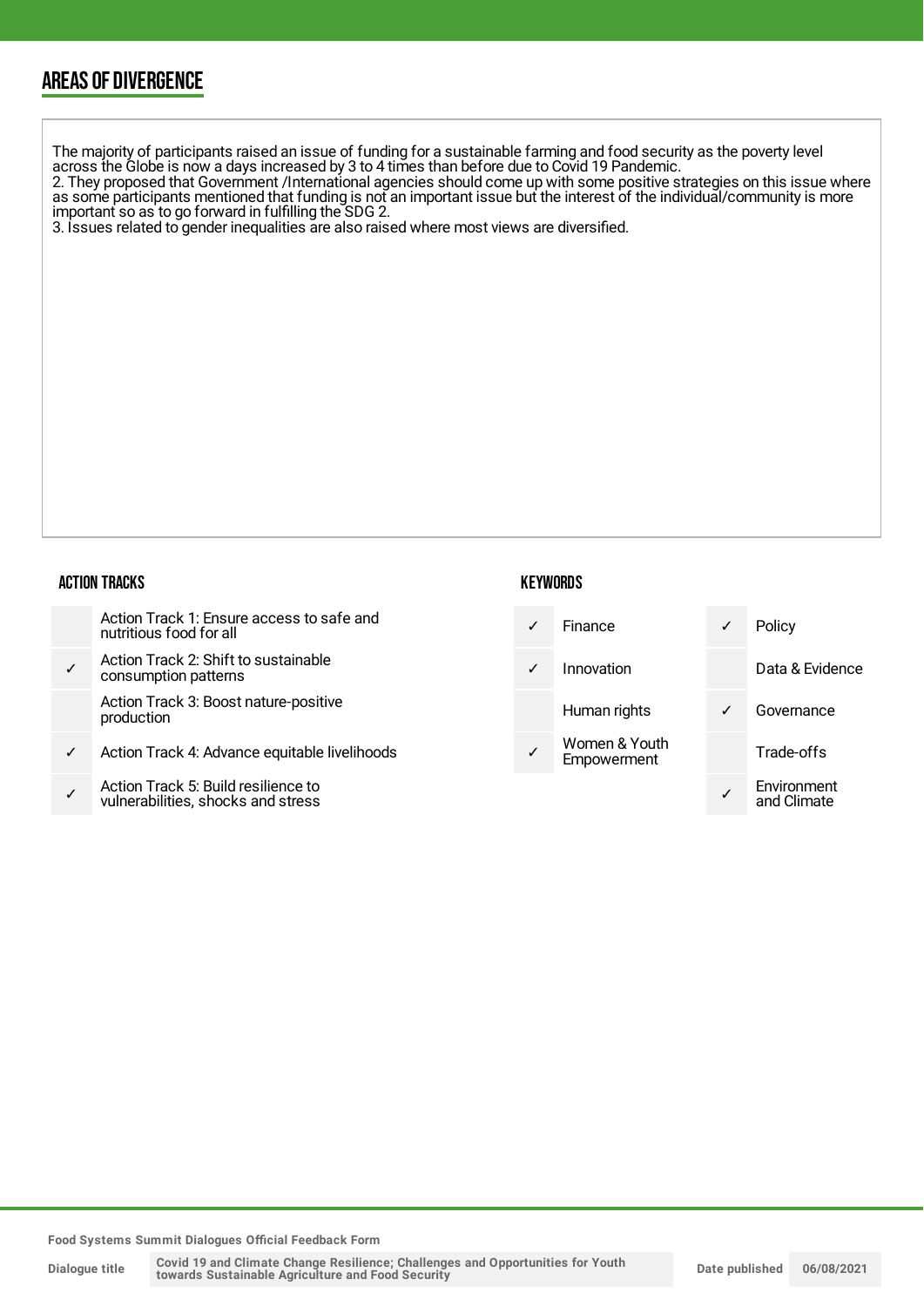## AREAS OF DIVERGENCE

The majority of participants raised an issue of funding for a sustainable farming and food security as the poverty level across the Globe is now a days increased by 3 to 4 times than before due to Covid 19 Pandemic.
2. They proposed that Government /International agencies should come up with some positive strategies on this issue where as some participants mentioned that funding is not an important issue but the interest of the individual/community is more important so as to go forward in fulfilling the SDG 2.
3. Issues related to gender inequalities are also raised where most views are diversified.

### ACTION TRACKS

| | |
|---|---|
| | Action Track 1: Ensure access to safe and nutritious food for all |
| ✓ | Action Track 2: Shift to sustainable consumption patterns |
| | Action Track 3: Boost nature-positive production |
| ✓ | Action Track 4: Advance equitable livelihoods |
| ✓ | Action Track 5: Build resilience to vulnerabilities, shocks and stress |

### KEYWORDS

| | | | |
|---|---|---|---|
| ✓ | Finance | ✓ | Policy |
| ✓ | Innovation | | Data & Evidence |
| | Human rights | ✓ | Governance |
| ✓ | Women & Youth Empowerment | | Trade-offs |
| | | ✓ | Environment and Climate |